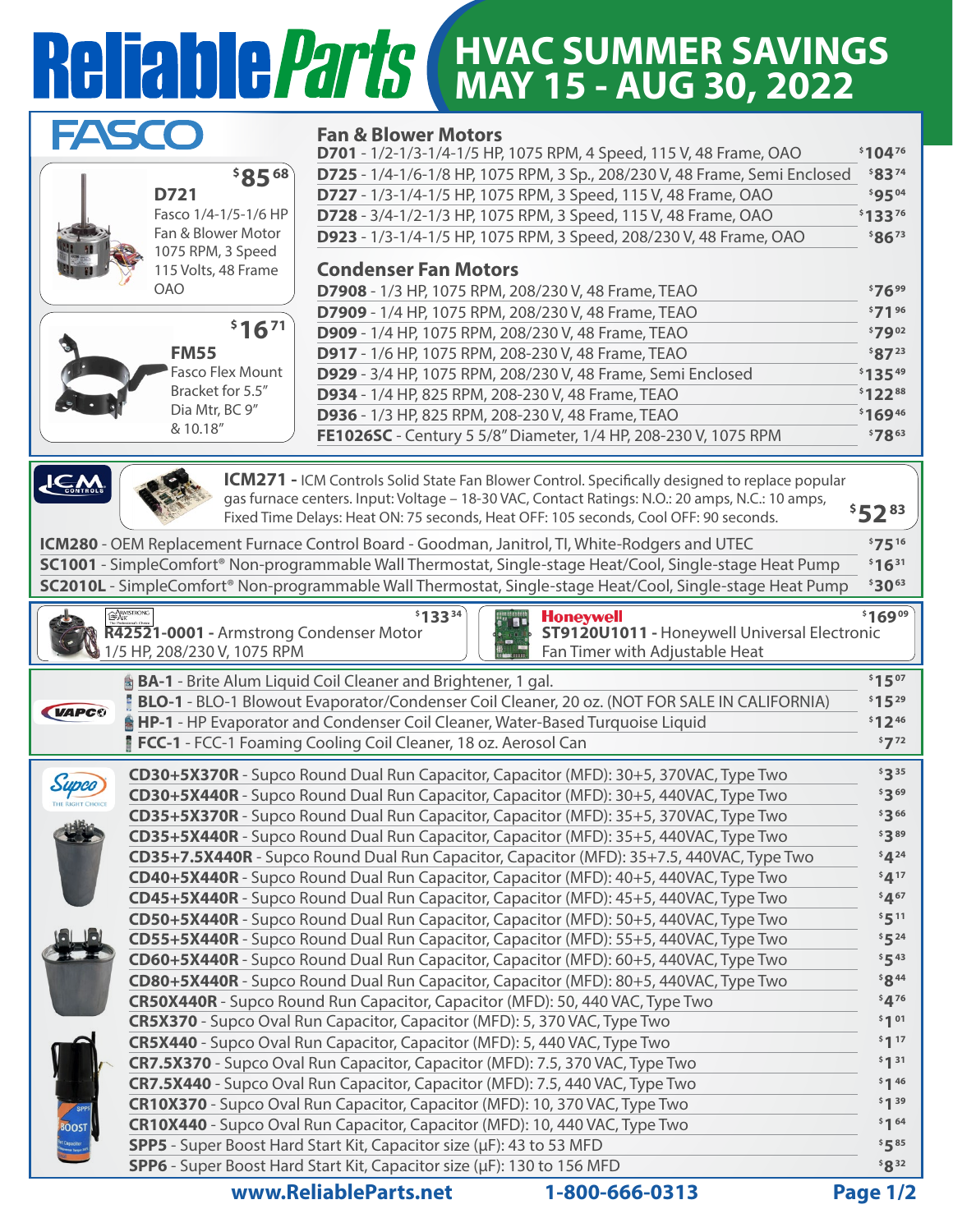# ReliableParts — HVAC SUMMER SAVINGS MAY 15 - AUG 30, 2022

## FASCO

**D721** — $85.68
Fasco 1/4-1/5-1/6 HP Fan & Blower Motor 1075 RPM, 3 Speed 115 Volts, 48 Frame OAO

**FM55** — $16.71
Fasco Flex Mount Bracket for 5.5" Dia Mtr, BC 9" & 10.18"

### Fan & Blower Motors

| Part | Price |
|---|---|
| **D701** - 1/2-1/3-1/4-1/5 HP, 1075 RPM, 4 Speed, 115 V, 48 Frame, OAO | $104.76 |
| **D725** - 1/4-1/6-1/8 HP, 1075 RPM, 3 Sp., 208/230 V, 48 Frame, Semi Enclosed | $83.74 |
| **D727** - 1/3-1/4-1/5 HP, 1075 RPM, 3 Speed, 115 V, 48 Frame, OAO | $95.04 |
| **D728** - 3/4-1/2-1/3 HP, 1075 RPM, 3 Speed, 115 V, 48 Frame, OAO | $133.76 |
| **D923** - 1/3-1/4-1/5 HP, 1075 RPM, 3 Speed, 208/230 V, 48 Frame, OAO | $86.73 |

### Condenser Fan Motors

| Part | Price |
|---|---|
| **D7908** - 1/3 HP, 1075 RPM, 208/230 V, 48 Frame, TEAO | $76.99 |
| **D7909** - 1/4 HP, 1075 RPM, 208/230 V, 48 Frame, TEAO | $71.96 |
| **D909** - 1/4 HP, 1075 RPM, 208/230 V, 48 Frame, TEAO | $79.02 |
| **D917** - 1/6 HP, 1075 RPM, 208-230 V, 48 Frame, TEAO | $87.23 |
| **D929** - 3/4 HP, 1075 RPM, 208/230 V, 48 Frame, Semi Enclosed | $135.49 |
| **D934** - 1/4 HP, 825 RPM, 208-230 V, 48 Frame, TEAO | $122.88 |
| **D936** - 1/3 HP, 825 RPM, 208-230 V, 48 Frame, TEAO | $169.46 |
| **FE1026SC** - Century 5 5/8" Diameter, 1/4 HP, 208-230 V, 1075 RPM | $78.63 |

## ICM Controls

**ICM271 -** ICM Controls Solid State Fan Blower Control. Specifically designed to replace popular gas furnace centers. Input: Voltage – 18-30 VAC, Contact Ratings: N.O.: 20 amps, N.C.: 10 amps, Fixed Time Delays: Heat ON: 75 seconds, Heat OFF: 105 seconds, Cool OFF: 90 seconds. — $52.83

| Part | Price |
|---|---|
| **ICM280** - OEM Replacement Furnace Control Board - Goodman, Janitrol, TI, White-Rodgers and UTEC | $75.16 |
| **SC1001** - SimpleComfort® Non-programmable Wall Thermostat, Single-stage Heat/Cool, Single-stage Heat Pump | $16.31 |
| **SC2010L** - SimpleComfort® Non-programmable Wall Thermostat, Single-stage Heat/Cool, Single-stage Heat Pump | $30.63 |

## Armstrong Air

**R42521-0001 -** Armstrong Condenser Motor 1/5 HP, 208/230 V, 1075 RPM — $133.34

## Honeywell

**ST9120U1011 -** Honeywell Universal Electronic Fan Timer with Adjustable Heat — $169.09

## VAPCO

| Part | Price |
|---|---|
| **BA-1** - Brite Alum Liquid Coil Cleaner and Brightener, 1 gal. | $15.07 |
| **BLO-1** - BLO-1 Blowout Evaporator/Condenser Coil Cleaner, 20 oz. (NOT FOR SALE IN CALIFORNIA) | $15.29 |
| **HP-1** - HP Evaporator and Condenser Coil Cleaner, Water-Based Turquoise Liquid | $12.46 |
| **FCC-1** - FCC-1 Foaming Cooling Coil Cleaner, 18 oz. Aerosol Can | $7.72 |

## Supco — The Right Choice

| Part | Price |
|---|---|
| **CD30+5X370R** - Supco Round Dual Run Capacitor, Capacitor (MFD): 30+5, 370VAC, Type Two | $3.35 |
| **CD30+5X440R** - Supco Round Dual Run Capacitor, Capacitor (MFD): 30+5, 440VAC, Type Two | $3.69 |
| **CD35+5X370R** - Supco Round Dual Run Capacitor, Capacitor (MFD): 35+5, 370VAC, Type Two | $3.66 |
| **CD35+5X440R** - Supco Round Dual Run Capacitor, Capacitor (MFD): 35+5, 440VAC, Type Two | $3.89 |
| **CD35+7.5X440R** - Supco Round Dual Run Capacitor, Capacitor (MFD): 35+7.5, 440VAC, Type Two | $4.24 |
| **CD40+5X440R** - Supco Round Dual Run Capacitor, Capacitor (MFD): 40+5, 440VAC, Type Two | $4.17 |
| **CD45+5X440R** - Supco Round Dual Run Capacitor, Capacitor (MFD): 45+5, 440VAC, Type Two | $4.67 |
| **CD50+5X440R** - Supco Round Dual Run Capacitor, Capacitor (MFD): 50+5, 440VAC, Type Two | $5.11 |
| **CD55+5X440R** - Supco Round Dual Run Capacitor, Capacitor (MFD): 55+5, 440VAC, Type Two | $5.24 |
| **CD60+5X440R** - Supco Round Dual Run Capacitor, Capacitor (MFD): 60+5, 440VAC, Type Two | $5.43 |
| **CD80+5X440R** - Supco Round Dual Run Capacitor, Capacitor (MFD): 80+5, 440VAC, Type Two | $8.44 |
| **CR50X440R** - Supco Round Run Capacitor, Capacitor (MFD): 50, 440 VAC, Type Two | $4.76 |
| **CR5X370** - Supco Oval Run Capacitor, Capacitor (MFD): 5, 370 VAC, Type Two | $1.01 |
| **CR5X440** - Supco Oval Run Capacitor, Capacitor (MFD): 5, 440 VAC, Type Two | $1.17 |
| **CR7.5X370** - Supco Oval Run Capacitor, Capacitor (MFD): 7.5, 370 VAC, Type Two | $1.31 |
| **CR7.5X440** - Supco Oval Run Capacitor, Capacitor (MFD): 7.5, 440 VAC, Type Two | $1.46 |
| **CR10X370** - Supco Oval Run Capacitor, Capacitor (MFD): 10, 370 VAC, Type Two | $1.39 |
| **CR10X440** - Supco Oval Run Capacitor, Capacitor (MFD): 10, 440 VAC, Type Two | $1.64 |
| **SPP5** - Super Boost Hard Start Kit, Capacitor size (μF): 43 to 53 MFD | $5.85 |
| **SPP6** - Super Boost Hard Start Kit, Capacitor size (μF): 130 to 156 MFD | $8.32 |

**www.ReliableParts.net** | **1-800-666-0313**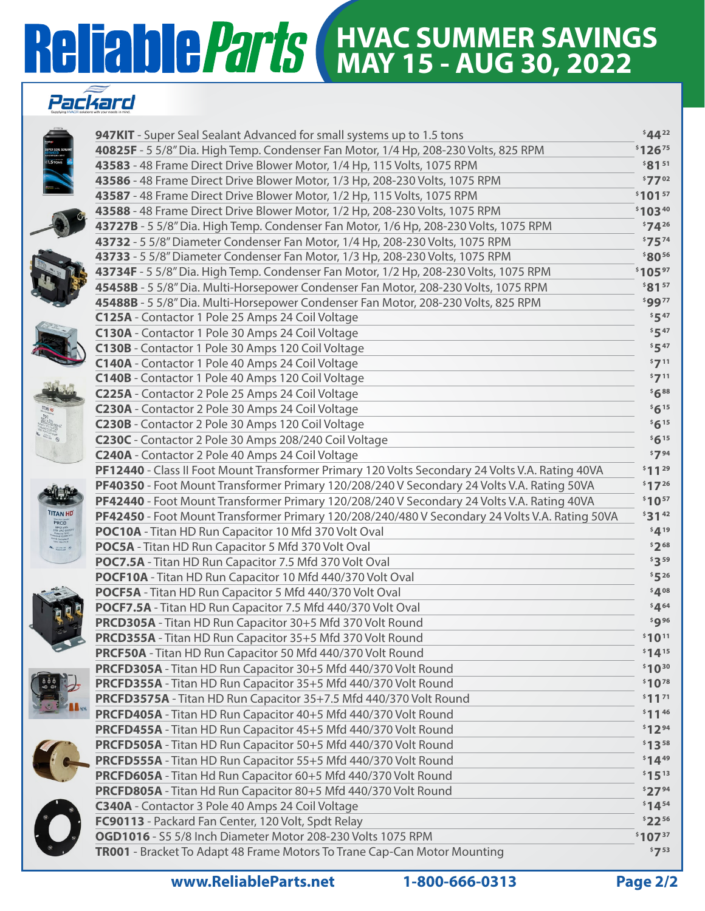# Reliable Parts HVAC SUMMER SAVINGS MAY 15 - AUG 30, 2022

## Packard

Supplying HVACR solutions with your needs in mind.

| | |
|---|---|
| **947KIT** - Super Seal Sealant Advanced for small systems up to 1.5 tons | $44.22 |
| **40825F** - 5 5/8" Dia. High Temp. Condenser Fan Motor, 1/4 Hp, 208-230 Volts, 825 RPM | $126.75 |
| **43583** - 48 Frame Direct Drive Blower Motor, 1/4 Hp, 115 Volts, 1075 RPM | $81.51 |
| **43586** - 48 Frame Direct Drive Blower Motor, 1/3 Hp, 208-230 Volts, 1075 RPM | $77.02 |
| **43587** - 48 Frame Direct Drive Blower Motor, 1/2 Hp, 115 Volts, 1075 RPM | $101.57 |
| **43588** - 48 Frame Direct Drive Blower Motor, 1/2 Hp, 208-230 Volts, 1075 RPM | $103.40 |
| **43727B** - 5 5/8" Dia. High Temp. Condenser Fan Motor, 1/6 Hp, 208-230 Volts, 1075 RPM | $74.26 |
| **43732** - 5 5/8" Diameter Condenser Fan Motor, 1/4 Hp, 208-230 Volts, 1075 RPM | $75.74 |
| **43733** - 5 5/8" Diameter Condenser Fan Motor, 1/3 Hp, 208-230 Volts, 1075 RPM | $80.56 |
| **43734F** - 5 5/8" Dia. High Temp. Condenser Fan Motor, 1/2 Hp, 208-230 Volts, 1075 RPM | $105.97 |
| **45458B** - 5 5/8" Dia. Multi-Horsepower Condenser Fan Motor, 208-230 Volts, 1075 RPM | $81.57 |
| **45488B** - 5 5/8" Dia. Multi-Horsepower Condenser Fan Motor, 208-230 Volts, 825 RPM | $99.77 |
| **C125A** - Contactor 1 Pole 25 Amps 24 Coil Voltage | $5.47 |
| **C130A** - Contactor 1 Pole 30 Amps 24 Coil Voltage | $5.47 |
| **C130B** - Contactor 1 Pole 30 Amps 120 Coil Voltage | $5.47 |
| **C140A** - Contactor 1 Pole 40 Amps 24 Coil Voltage | $7.11 |
| **C140B** - Contactor 1 Pole 40 Amps 120 Coil Voltage | $7.11 |
| **C225A** - Contactor 2 Pole 25 Amps 24 Coil Voltage | $6.88 |
| **C230A** - Contactor 2 Pole 30 Amps 24 Coil Voltage | $6.15 |
| **C230B** - Contactor 2 Pole 30 Amps 120 Coil Voltage | $6.15 |
| **C230C** - Contactor 2 Pole 30 Amps 208/240 Coil Voltage | $6.15 |
| **C240A** - Contactor 2 Pole 40 Amps 24 Coil Voltage | $7.94 |
| **PF12440** - Class II Foot Mount Transformer Primary 120 Volts Secondary 24 Volts V.A. Rating 40VA | $11.29 |
| **PF40350** - Foot Mount Transformer Primary 120/208/240 V Secondary 24 Volts V.A. Rating 50VA | $17.26 |
| **PF42440** - Foot Mount Transformer Primary 120/208/240 V Secondary 24 Volts V.A. Rating 40VA | $10.57 |
| **PF42450** - Foot Mount Transformer Primary 120/208/240/480 V Secondary 24 Volts V.A. Rating 50VA | $31.42 |
| **POC10A** - Titan HD Run Capacitor 10 Mfd 370 Volt Oval | $4.19 |
| **POC5A** - Titan HD Run Capacitor 5 Mfd 370 Volt Oval | $2.68 |
| **POC7.5A** - Titan HD Run Capacitor 7.5 Mfd 370 Volt Oval | $3.59 |
| **POCF10A** - Titan HD Run Capacitor 10 Mfd 440/370 Volt Oval | $5.26 |
| **POCF5A** - Titan HD Run Capacitor 5 Mfd 440/370 Volt Oval | $4.08 |
| **POCF7.5A** - Titan HD Run Capacitor 7.5 Mfd 440/370 Volt Oval | $4.64 |
| **PRCD305A** - Titan HD Run Capacitor 30+5 Mfd 370 Volt Round | $9.96 |
| **PRCD355A** - Titan HD Run Capacitor 35+5 Mfd 370 Volt Round | $10.11 |
| **PRCF50A** - Titan HD Run Capacitor 50 Mfd 440/370 Volt Round | $14.15 |
| **PRCFD305A** - Titan HD Run Capacitor 30+5 Mfd 440/370 Volt Round | $10.30 |
| **PRCFD355A** - Titan HD Run Capacitor 35+5 Mfd 440/370 Volt Round | $10.78 |
| **PRCFD3575A** - Titan HD Run Capacitor 35+7.5 Mfd 440/370 Volt Round | $11.71 |
| **PRCFD405A** - Titan HD Run Capacitor 40+5 Mfd 440/370 Volt Round | $11.46 |
| **PRCFD455A** - Titan HD Run Capacitor 45+5 Mfd 440/370 Volt Round | $12.94 |
| **PRCFD505A** - Titan HD Run Capacitor 50+5 Mfd 440/370 Volt Round | $13.58 |
| **PRCFD555A** - Titan HD Run Capacitor 55+5 Mfd 440/370 Volt Round | $14.49 |
| **PRCFD605A** - Titan Hd Run Capacitor 60+5 Mfd 440/370 Volt Round | $15.13 |
| **PRCFD805A** - Titan Hd Run Capacitor 80+5 Mfd 440/370 Volt Round | $27.94 |
| **C340A** - Contactor 3 Pole 40 Amps 24 Coil Voltage | $14.54 |
| **FC90113** - Packard Fan Center, 120 Volt, Spdt Relay | $22.56 |
| **OGD1016** - S5 5/8 Inch Diameter Motor 208-230 Volts 1075 RPM | $107.37 |
| **TR001** - Bracket To Adapt 48 Frame Motors To Trane Cap-Can Motor Mounting | $7.53 |

**www.ReliableParts.net** **1-800-666-0313**